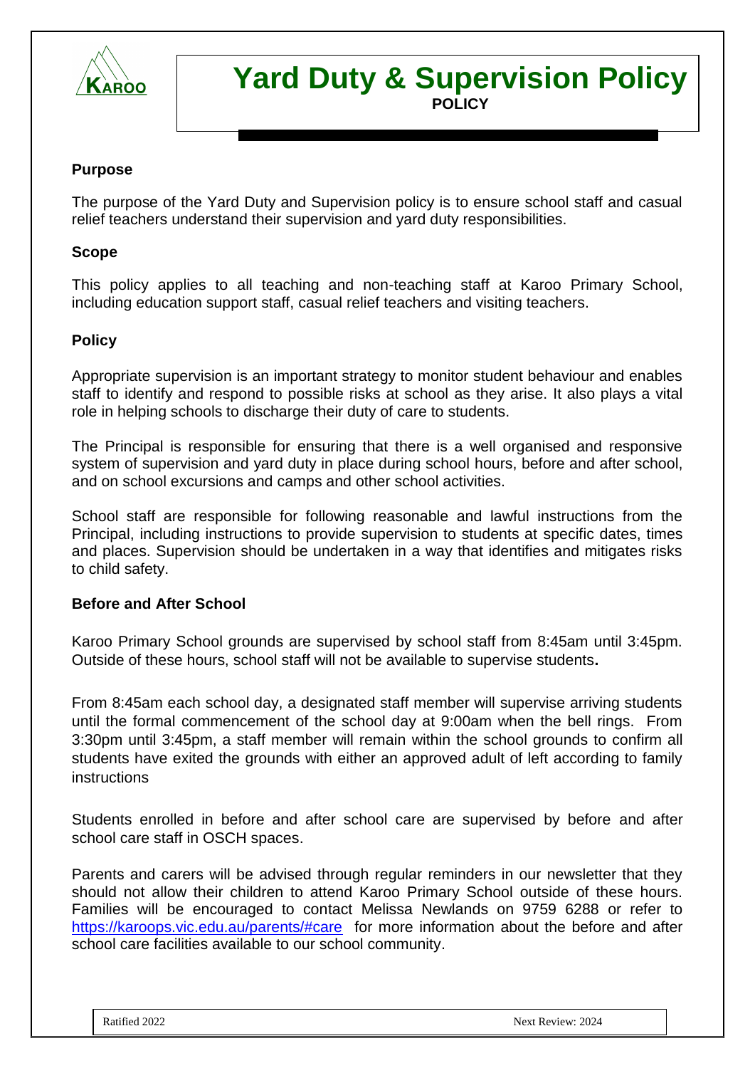# Yard Duty & Supervision Policy

**POLICY**

## Purpose

The purpose of the Yard Duty and Supervision policy is to ensure school staff and casual relief teachers understand their supervision and yard duty responsibilities.

## Scope

This policy applies to all teaching and non-teaching staff at Karoo Primary School, including education support staff, casual relief teachers and visiting teachers.

## Policy

Appropriate supervision is an important strategy to monitor student behaviour and enables staff to identify and respond to possible risks at school as they arise. It also plays a vital role in helping schools to discharge their duty of care to students.

The Principal is responsible for ensuring that there is a well organised and responsive system of supervision and yard duty in place during school hours, before and after school, and on school excursions and camps and other school activities.

School staff are responsible for following reasonable and lawful instructions from the Principal, including instructions to provide supervision to students at specific dates, times and places. Supervision should be undertaken in a way that identifies and mitigates risks to child safety.

### Before and After School

Karoo Primary School grounds are supervised by school staff from 8:45am until 3:45pm. Outside of these hours, school staff will not be available to supervise students**.**

From 8:45am each school day, a designated staff member will supervise arriving students until the formal commencement of the school day at 9:00am when the bell rings. From 3:30pm until 3:45pm, a staff member will remain within the school grounds to confirm all students have exited the grounds with either an approved adult of left according to family instructions

Students enrolled in before and after school care are supervised by before and after school care staff in OSCH spaces.

Parents and carers will be advised through regular reminders in our newsletter that they should not allow their children to attend Karoo Primary School outside of these hours. Families will be encouraged to contact Melissa Newlands on 9759 6288 or refer to https://karoops.vic.edu.au/parents/#care for more information about the before and after school care facilities available to our school community.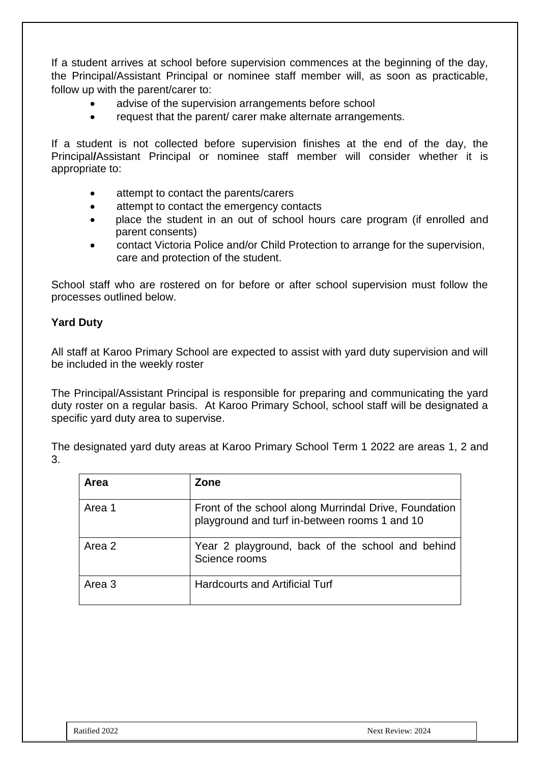If a student arrives at school before supervision commences at the beginning of the day, the Principal/Assistant Principal or nominee staff member will, as soon as practicable, follow up with the parent/carer to:

- advise of the supervision arrangements before school
- request that the parent/ carer make alternate arrangements.

If a student is not collected before supervision finishes at the end of the day, the Principal/Assistant Principal or nominee staff member will consider whether it is appropriate to:

- attempt to contact the parents/carers
- attempt to contact the emergency contacts
- place the student in an out of school hours care program (if enrolled and parent consents)
- contact Victoria Police and/or Child Protection to arrange for the supervision, care and protection of the student.

School staff who are rostered on for before or after school supervision must follow the processes outlined below.

**Yard Duty**

All staff at Karoo Primary School are expected to assist with yard duty supervision and will be included in the weekly roster

The Principal/Assistant Principal is responsible for preparing and communicating the yard duty roster on a regular basis. At Karoo Primary School, school staff will be designated a specific yard duty area to supervise.

The designated yard duty areas at Karoo Primary School Term 1 2022 are areas 1, 2 and 3.

| Area | Zone |
| --- | --- |
| Area 1 | Front of the school along Murrindal Drive, Foundation playground and turf in-between rooms 1 and 10 |
| Area 2 | Year 2 playground, back of the school and behind Science rooms |
| Area 3 | Hardcourts and Artificial Turf |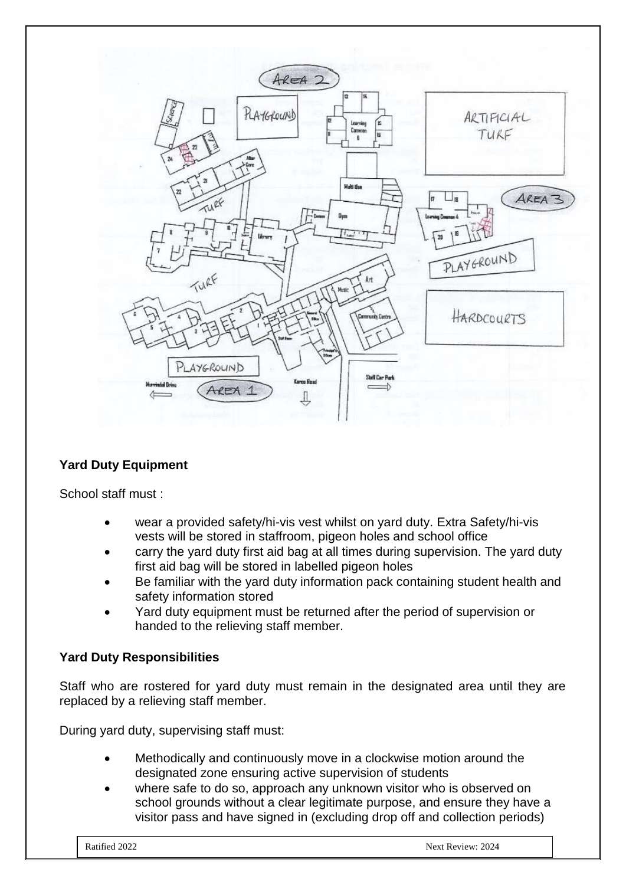## Yard Duty Equipment

School staff must :

- wear a provided safety/hi-vis vest whilst on yard duty. Extra Safety/hi-vis vests will be stored in staffroom, pigeon holes and school office
- carry the yard duty first aid bag at all times during supervision. The yard duty first aid bag will be stored in labelled pigeon holes
- Be familiar with the yard duty information pack containing student health and safety information stored
- Yard duty equipment must be returned after the period of supervision or handed to the relieving staff member.

## Yard Duty Responsibilities

Staff who are rostered for yard duty must remain in the designated area until they are replaced by a relieving staff member.

During yard duty, supervising staff must:

- Methodically and continuously move in a clockwise motion around the designated zone ensuring active supervision of students
- where safe to do so, approach any unknown visitor who is observed on school grounds without a clear legitimate purpose, and ensure they have a visitor pass and have signed in (excluding drop off and collection periods)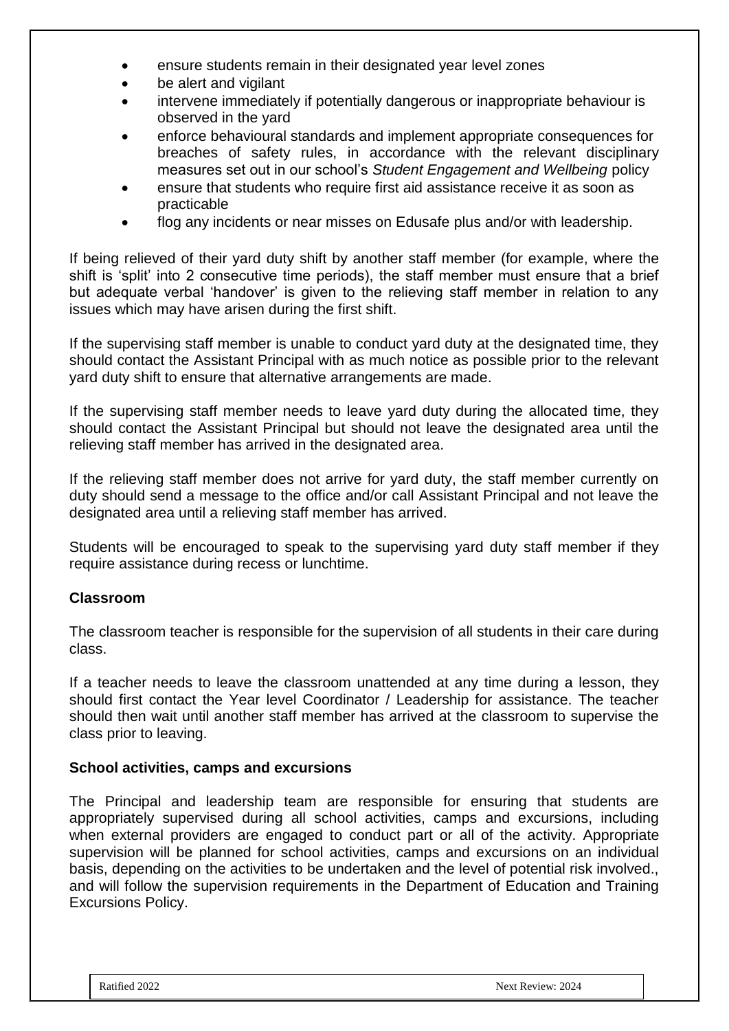- ensure students remain in their designated year level zones
- be alert and vigilant
- intervene immediately if potentially dangerous or inappropriate behaviour is observed in the yard
- enforce behavioural standards and implement appropriate consequences for breaches of safety rules, in accordance with the relevant disciplinary measures set out in our school's *Student Engagement and Wellbeing* policy
- ensure that students who require first aid assistance receive it as soon as practicable
- flog any incidents or near misses on Edusafe plus and/or with leadership.

If being relieved of their yard duty shift by another staff member (for example, where the shift is 'split' into 2 consecutive time periods), the staff member must ensure that a brief but adequate verbal 'handover' is given to the relieving staff member in relation to any issues which may have arisen during the first shift.

If the supervising staff member is unable to conduct yard duty at the designated time, they should contact the Assistant Principal with as much notice as possible prior to the relevant yard duty shift to ensure that alternative arrangements are made.

If the supervising staff member needs to leave yard duty during the allocated time, they should contact the Assistant Principal but should not leave the designated area until the relieving staff member has arrived in the designated area.

If the relieving staff member does not arrive for yard duty, the staff member currently on duty should send a message to the office and/or call Assistant Principal and not leave the designated area until a relieving staff member has arrived.

Students will be encouraged to speak to the supervising yard duty staff member if they require assistance during recess or lunchtime.

**Classroom**

The classroom teacher is responsible for the supervision of all students in their care during class.

If a teacher needs to leave the classroom unattended at any time during a lesson, they should first contact the Year level Coordinator / Leadership for assistance. The teacher should then wait until another staff member has arrived at the classroom to supervise the class prior to leaving.

**School activities, camps and excursions**

The Principal and leadership team are responsible for ensuring that students are appropriately supervised during all school activities, camps and excursions, including when external providers are engaged to conduct part or all of the activity. Appropriate supervision will be planned for school activities, camps and excursions on an individual basis, depending on the activities to be undertaken and the level of potential risk involved., and will follow the supervision requirements in the Department of Education and Training Excursions Policy.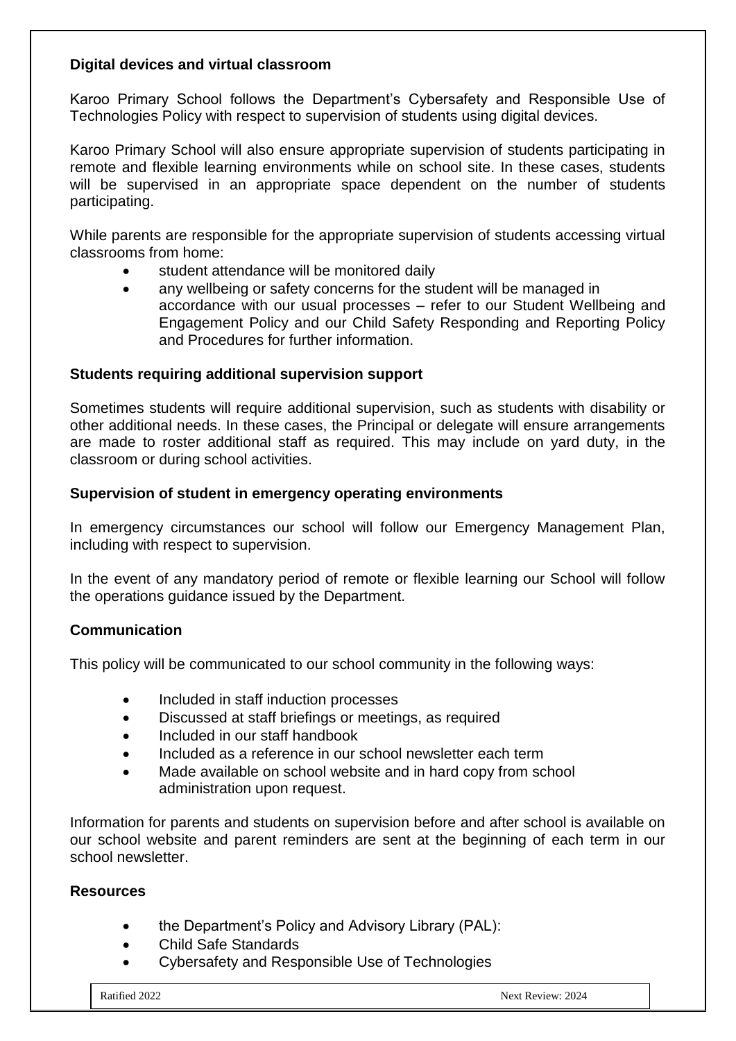**Digital devices and virtual classroom**

Karoo Primary School follows the Department's Cybersafety and Responsible Use of Technologies Policy with respect to supervision of students using digital devices.

Karoo Primary School will also ensure appropriate supervision of students participating in remote and flexible learning environments while on school site. In these cases, students will be supervised in an appropriate space dependent on the number of students participating.

While parents are responsible for the appropriate supervision of students accessing virtual classrooms from home:

- student attendance will be monitored daily
- any wellbeing or safety concerns for the student will be managed in accordance with our usual processes – refer to our Student Wellbeing and Engagement Policy and our Child Safety Responding and Reporting Policy and Procedures for further information.

**Students requiring additional supervision support**

Sometimes students will require additional supervision, such as students with disability or other additional needs. In these cases, the Principal or delegate will ensure arrangements are made to roster additional staff as required. This may include on yard duty, in the classroom or during school activities.

**Supervision of student in emergency operating environments**

In emergency circumstances our school will follow our Emergency Management Plan, including with respect to supervision.

In the event of any mandatory period of remote or flexible learning our School will follow the operations guidance issued by the Department.

**Communication**

This policy will be communicated to our school community in the following ways:

- Included in staff induction processes
- Discussed at staff briefings or meetings, as required
- Included in our staff handbook
- Included as a reference in our school newsletter each term
- Made available on school website and in hard copy from school administration upon request.

Information for parents and students on supervision before and after school is available on our school website and parent reminders are sent at the beginning of each term in our school newsletter.

**Resources**

- the Department's Policy and Advisory Library (PAL):
- Child Safe Standards
- Cybersafety and Responsible Use of Technologies

| Ratified 2022 | Next Review: 2024 |
| --- | --- |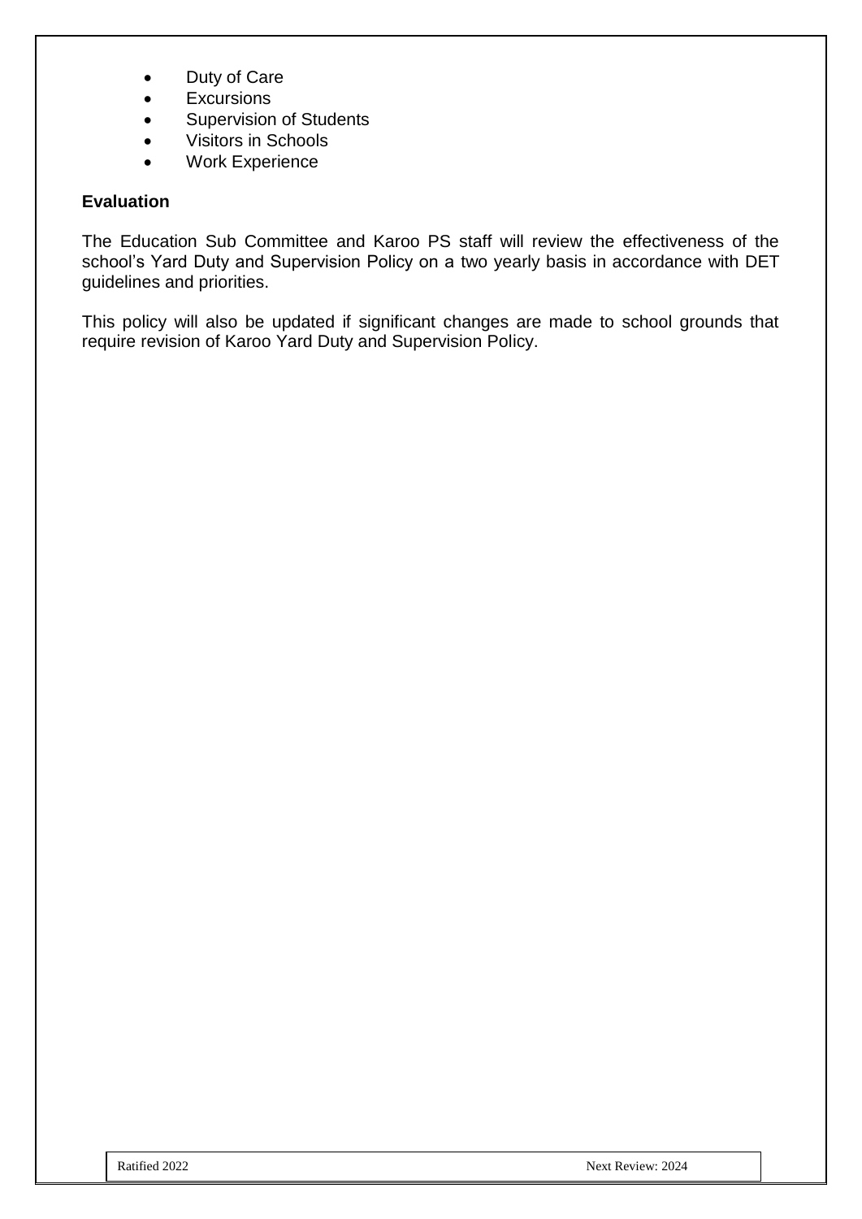- Duty of Care
- Excursions
- Supervision of Students
- Visitors in Schools
- Work Experience

**Evaluation**

The Education Sub Committee and Karoo PS staff will review the effectiveness of the school's Yard Duty and Supervision Policy on a two yearly basis in accordance with DET guidelines and priorities.

This policy will also be updated if significant changes are made to school grounds that require revision of Karoo Yard Duty and Supervision Policy.

Ratified 2022 Next Review: 2024